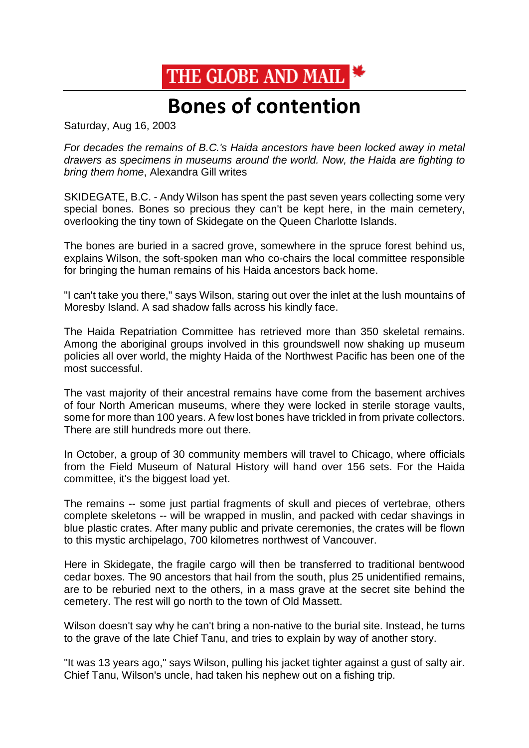THE GLOBE AND MAIL

# Bones of contention

Saturday, Aug 16, 2003

*For decades the remains of B.C.'s Haida ancestors have been locked away in metal drawers as specimens in museums around the world. Now, the Haida are fighting to bring them home*, Alexandra Gill writes

SKIDEGATE, B.C. - Andy Wilson has spent the past seven years collecting some very special bones. Bones so precious they can't be kept here, in the main cemetery, overlooking the tiny town of Skidegate on the Queen Charlotte Islands.

The bones are buried in a sacred grove, somewhere in the spruce forest behind us, explains Wilson, the soft-spoken man who co-chairs the local committee responsible for bringing the human remains of his Haida ancestors back home.

"I can't take you there," says Wilson, staring out over the inlet at the lush mountains of Moresby Island. A sad shadow falls across his kindly face.

The Haida Repatriation Committee has retrieved more than 350 skeletal remains. Among the aboriginal groups involved in this groundswell now shaking up museum policies all over world, the mighty Haida of the Northwest Pacific has been one of the most successful.

The vast majority of their ancestral remains have come from the basement archives of four North American museums, where they were locked in sterile storage vaults, some for more than 100 years. A few lost bones have trickled in from private collectors. There are still hundreds more out there.

In October, a group of 30 community members will travel to Chicago, where officials from the Field Museum of Natural History will hand over 156 sets. For the Haida committee, it's the biggest load yet.

The remains -- some just partial fragments of skull and pieces of vertebrae, others complete skeletons -- will be wrapped in muslin, and packed with cedar shavings in blue plastic crates. After many public and private ceremonies, the crates will be flown to this mystic archipelago, 700 kilometres northwest of Vancouver.

Here in Skidegate, the fragile cargo will then be transferred to traditional bentwood cedar boxes. The 90 ancestors that hail from the south, plus 25 unidentified remains, are to be reburied next to the others, in a mass grave at the secret site behind the cemetery. The rest will go north to the town of Old Massett.

Wilson doesn't say why he can't bring a non-native to the burial site. Instead, he turns to the grave of the late Chief Tanu, and tries to explain by way of another story.

"It was 13 years ago," says Wilson, pulling his jacket tighter against a gust of salty air. Chief Tanu, Wilson's uncle, had taken his nephew out on a fishing trip.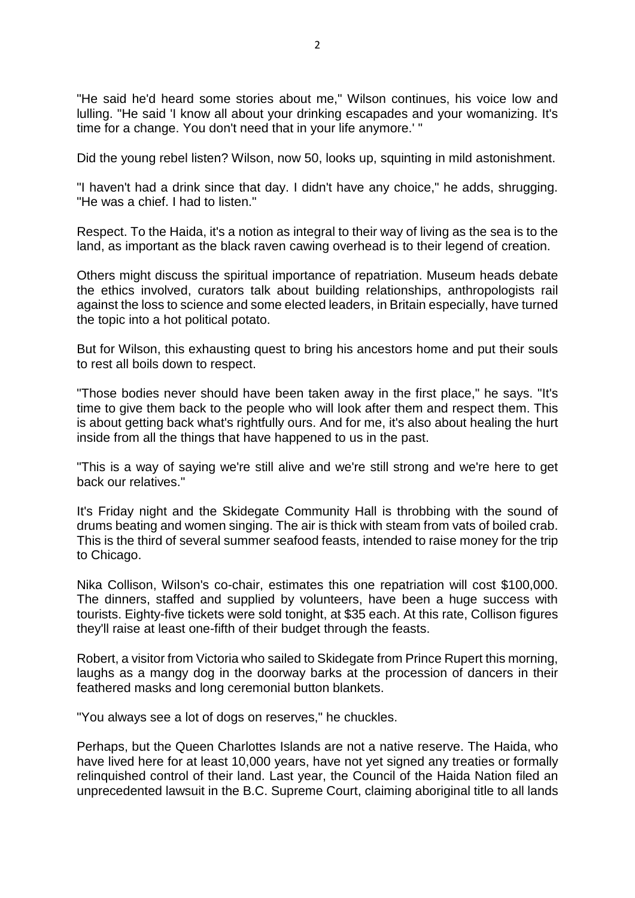"He said he'd heard some stories about me," Wilson continues, his voice low and lulling. "He said 'I know all about your drinking escapades and your womanizing. It's time for a change. You don't need that in your life anymore.' "

Did the young rebel listen? Wilson, now 50, looks up, squinting in mild astonishment.

"I haven't had a drink since that day. I didn't have any choice," he adds, shrugging. "He was a chief. I had to listen."

Respect. To the Haida, it's a notion as integral to their way of living as the sea is to the land, as important as the black raven cawing overhead is to their legend of creation.

Others might discuss the spiritual importance of repatriation. Museum heads debate the ethics involved, curators talk about building relationships, anthropologists rail against the loss to science and some elected leaders, in Britain especially, have turned the topic into a hot political potato.

But for Wilson, this exhausting quest to bring his ancestors home and put their souls to rest all boils down to respect.

"Those bodies never should have been taken away in the first place," he says. "It's time to give them back to the people who will look after them and respect them. This is about getting back what's rightfully ours. And for me, it's also about healing the hurt inside from all the things that have happened to us in the past.

"This is a way of saying we're still alive and we're still strong and we're here to get back our relatives."

It's Friday night and the Skidegate Community Hall is throbbing with the sound of drums beating and women singing. The air is thick with steam from vats of boiled crab. This is the third of several summer seafood feasts, intended to raise money for the trip to Chicago.

Nika Collison, Wilson's co-chair, estimates this one repatriation will cost $100,000. The dinners, staffed and supplied by volunteers, have been a huge success with tourists. Eighty-five tickets were sold tonight, at $35 each. At this rate, Collison figures they'll raise at least one-fifth of their budget through the feasts.

Robert, a visitor from Victoria who sailed to Skidegate from Prince Rupert this morning, laughs as a mangy dog in the doorway barks at the procession of dancers in their feathered masks and long ceremonial button blankets.

"You always see a lot of dogs on reserves," he chuckles.

Perhaps, but the Queen Charlottes Islands are not a native reserve. The Haida, who have lived here for at least 10,000 years, have not yet signed any treaties or formally relinquished control of their land. Last year, the Council of the Haida Nation filed an unprecedented lawsuit in the B.C. Supreme Court, claiming aboriginal title to all lands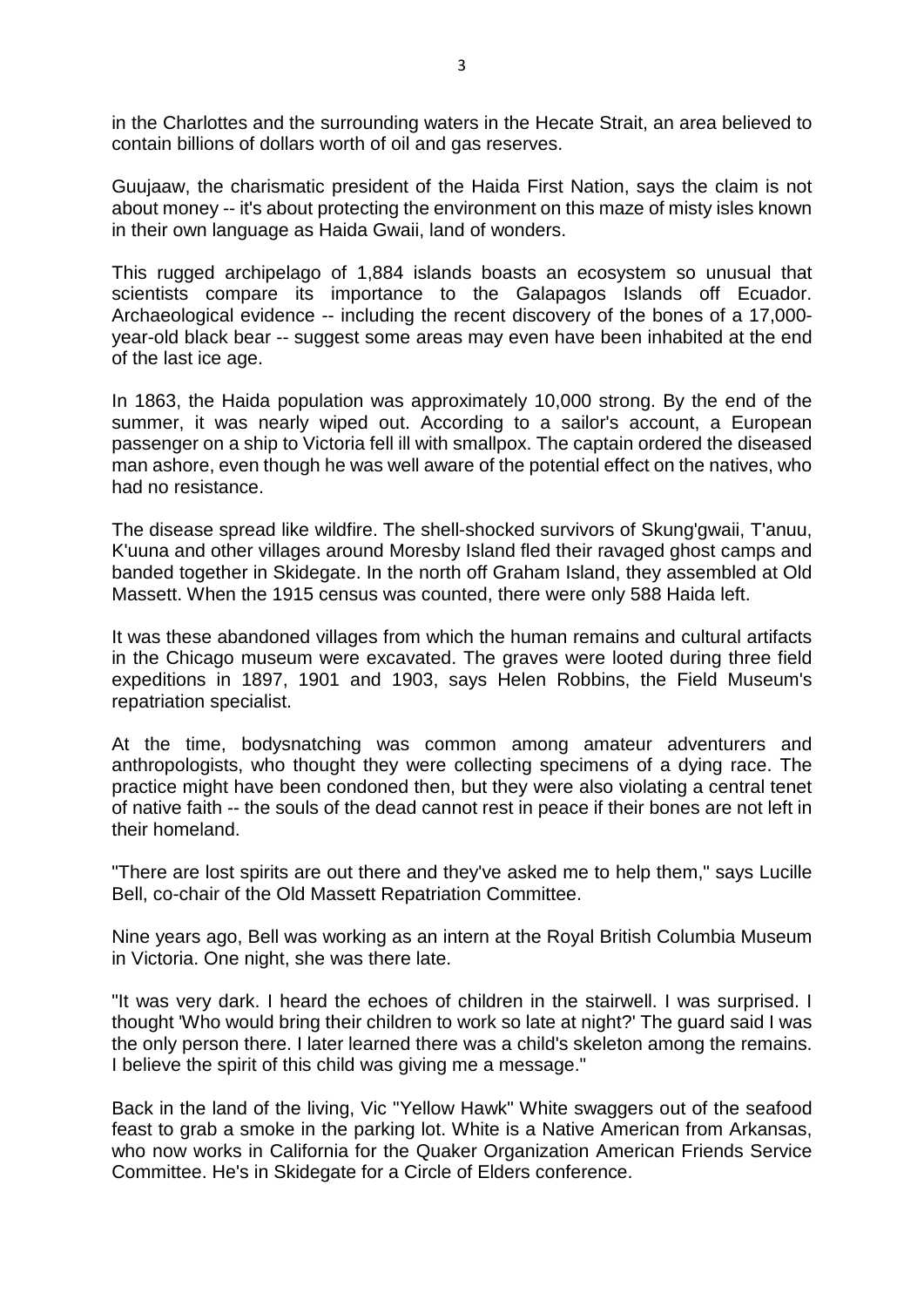in the Charlottes and the surrounding waters in the Hecate Strait, an area believed to contain billions of dollars worth of oil and gas reserves.

Guujaaw, the charismatic president of the Haida First Nation, says the claim is not about money -- it's about protecting the environment on this maze of misty isles known in their own language as Haida Gwaii, land of wonders.

This rugged archipelago of 1,884 islands boasts an ecosystem so unusual that scientists compare its importance to the Galapagos Islands off Ecuador. Archaeological evidence -- including the recent discovery of the bones of a 17,000-year-old black bear -- suggest some areas may even have been inhabited at the end of the last ice age.

In 1863, the Haida population was approximately 10,000 strong. By the end of the summer, it was nearly wiped out. According to a sailor's account, a European passenger on a ship to Victoria fell ill with smallpox. The captain ordered the diseased man ashore, even though he was well aware of the potential effect on the natives, who had no resistance.

The disease spread like wildfire. The shell-shocked survivors of Skung'gwaii, T'anuu, K'uuna and other villages around Moresby Island fled their ravaged ghost camps and banded together in Skidegate. In the north off Graham Island, they assembled at Old Massett. When the 1915 census was counted, there were only 588 Haida left.

It was these abandoned villages from which the human remains and cultural artifacts in the Chicago museum were excavated. The graves were looted during three field expeditions in 1897, 1901 and 1903, says Helen Robbins, the Field Museum's repatriation specialist.

At the time, bodysnatching was common among amateur adventurers and anthropologists, who thought they were collecting specimens of a dying race. The practice might have been condoned then, but they were also violating a central tenet of native faith -- the souls of the dead cannot rest in peace if their bones are not left in their homeland.

"There are lost spirits are out there and they've asked me to help them," says Lucille Bell, co-chair of the Old Massett Repatriation Committee.

Nine years ago, Bell was working as an intern at the Royal British Columbia Museum in Victoria. One night, she was there late.

"It was very dark. I heard the echoes of children in the stairwell. I was surprised. I thought 'Who would bring their children to work so late at night?' The guard said I was the only person there. I later learned there was a child's skeleton among the remains. I believe the spirit of this child was giving me a message."

Back in the land of the living, Vic "Yellow Hawk" White swaggers out of the seafood feast to grab a smoke in the parking lot. White is a Native American from Arkansas, who now works in California for the Quaker Organization American Friends Service Committee. He's in Skidegate for a Circle of Elders conference.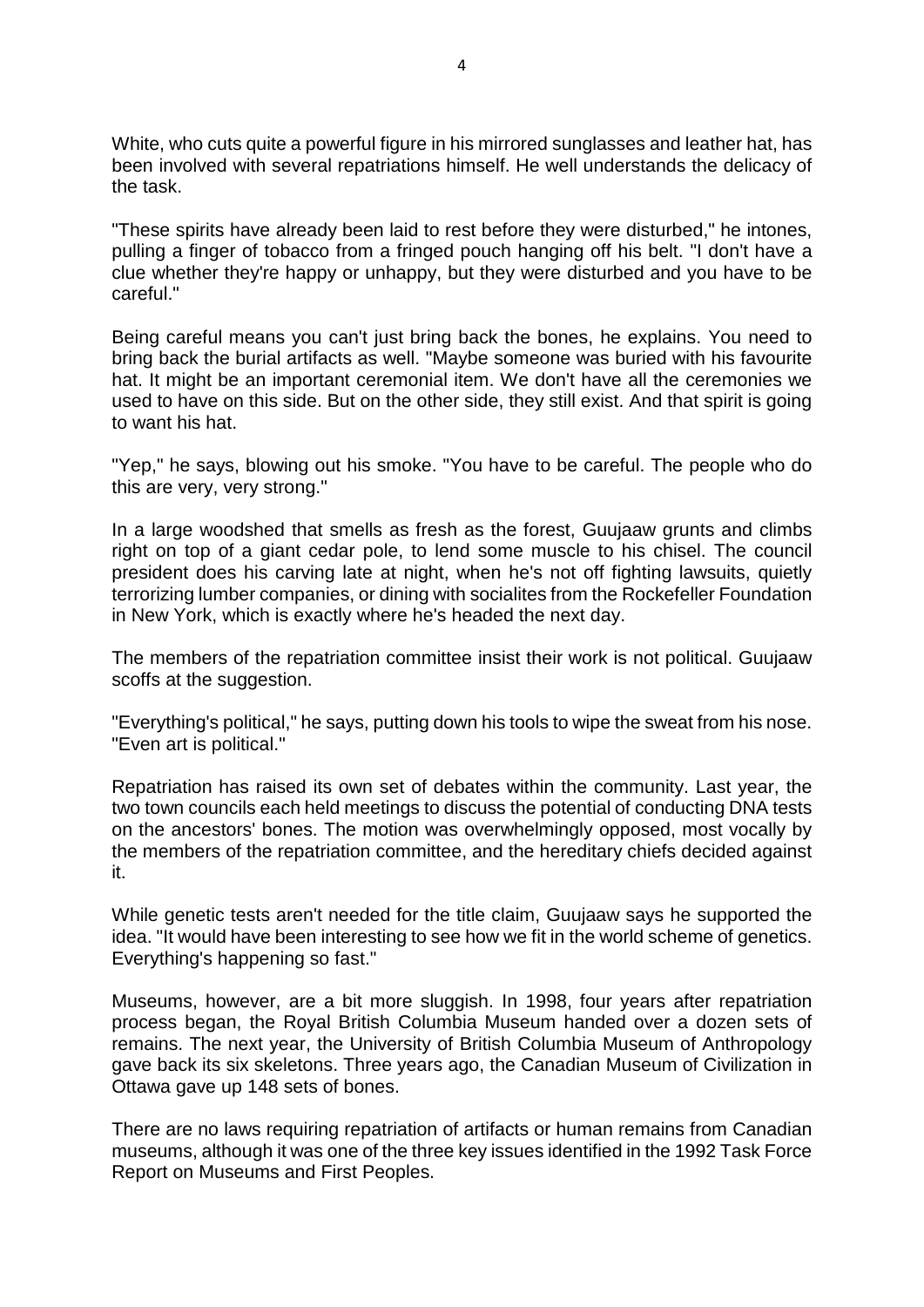White, who cuts quite a powerful figure in his mirrored sunglasses and leather hat, has been involved with several repatriations himself. He well understands the delicacy of the task.

"These spirits have already been laid to rest before they were disturbed," he intones, pulling a finger of tobacco from a fringed pouch hanging off his belt. "I don't have a clue whether they're happy or unhappy, but they were disturbed and you have to be careful."

Being careful means you can't just bring back the bones, he explains. You need to bring back the burial artifacts as well. "Maybe someone was buried with his favourite hat. It might be an important ceremonial item. We don't have all the ceremonies we used to have on this side. But on the other side, they still exist. And that spirit is going to want his hat.

"Yep," he says, blowing out his smoke. "You have to be careful. The people who do this are very, very strong."

In a large woodshed that smells as fresh as the forest, Guujaaw grunts and climbs right on top of a giant cedar pole, to lend some muscle to his chisel. The council president does his carving late at night, when he's not off fighting lawsuits, quietly terrorizing lumber companies, or dining with socialites from the Rockefeller Foundation in New York, which is exactly where he's headed the next day.

The members of the repatriation committee insist their work is not political. Guujaaw scoffs at the suggestion.

"Everything's political," he says, putting down his tools to wipe the sweat from his nose. "Even art is political."

Repatriation has raised its own set of debates within the community. Last year, the two town councils each held meetings to discuss the potential of conducting DNA tests on the ancestors' bones. The motion was overwhelmingly opposed, most vocally by the members of the repatriation committee, and the hereditary chiefs decided against it.

While genetic tests aren't needed for the title claim, Guujaaw says he supported the idea. "It would have been interesting to see how we fit in the world scheme of genetics. Everything's happening so fast."

Museums, however, are a bit more sluggish. In 1998, four years after repatriation process began, the Royal British Columbia Museum handed over a dozen sets of remains. The next year, the University of British Columbia Museum of Anthropology gave back its six skeletons. Three years ago, the Canadian Museum of Civilization in Ottawa gave up 148 sets of bones.

There are no laws requiring repatriation of artifacts or human remains from Canadian museums, although it was one of the three key issues identified in the 1992 Task Force Report on Museums and First Peoples.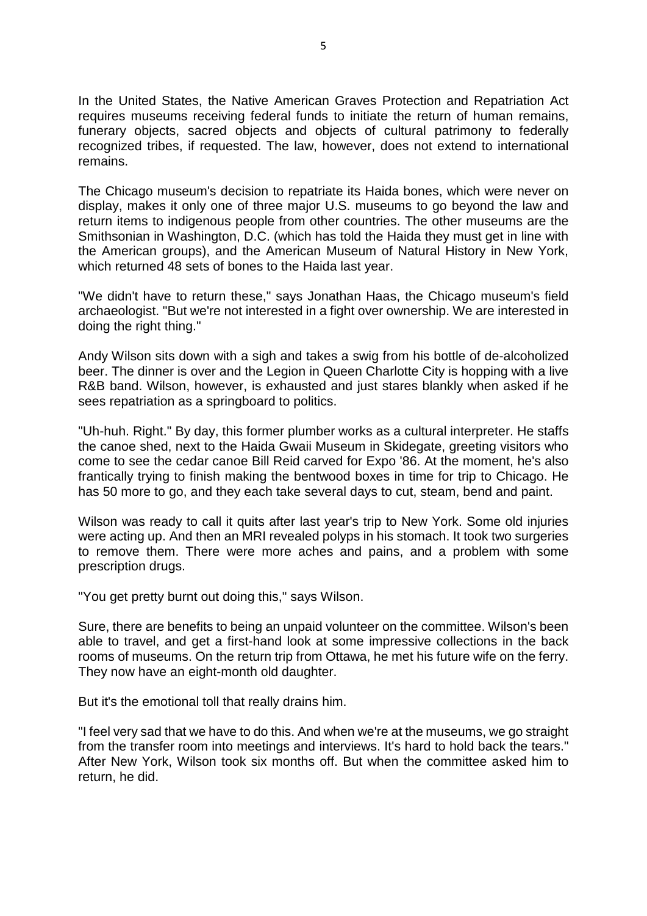In the United States, the Native American Graves Protection and Repatriation Act requires museums receiving federal funds to initiate the return of human remains, funerary objects, sacred objects and objects of cultural patrimony to federally recognized tribes, if requested. The law, however, does not extend to international remains.

The Chicago museum's decision to repatriate its Haida bones, which were never on display, makes it only one of three major U.S. museums to go beyond the law and return items to indigenous people from other countries. The other museums are the Smithsonian in Washington, D.C. (which has told the Haida they must get in line with the American groups), and the American Museum of Natural History in New York, which returned 48 sets of bones to the Haida last year.

"We didn't have to return these," says Jonathan Haas, the Chicago museum's field archaeologist. "But we're not interested in a fight over ownership. We are interested in doing the right thing."

Andy Wilson sits down with a sigh and takes a swig from his bottle of de-alcoholized beer. The dinner is over and the Legion in Queen Charlotte City is hopping with a live R&B band. Wilson, however, is exhausted and just stares blankly when asked if he sees repatriation as a springboard to politics.

"Uh-huh. Right." By day, this former plumber works as a cultural interpreter. He staffs the canoe shed, next to the Haida Gwaii Museum in Skidegate, greeting visitors who come to see the cedar canoe Bill Reid carved for Expo '86. At the moment, he's also frantically trying to finish making the bentwood boxes in time for trip to Chicago. He has 50 more to go, and they each take several days to cut, steam, bend and paint.

Wilson was ready to call it quits after last year's trip to New York. Some old injuries were acting up. And then an MRI revealed polyps in his stomach. It took two surgeries to remove them. There were more aches and pains, and a problem with some prescription drugs.

"You get pretty burnt out doing this," says Wilson.

Sure, there are benefits to being an unpaid volunteer on the committee. Wilson's been able to travel, and get a first-hand look at some impressive collections in the back rooms of museums. On the return trip from Ottawa, he met his future wife on the ferry. They now have an eight-month old daughter.

But it's the emotional toll that really drains him.

"I feel very sad that we have to do this. And when we're at the museums, we go straight from the transfer room into meetings and interviews. It's hard to hold back the tears." After New York, Wilson took six months off. But when the committee asked him to return, he did.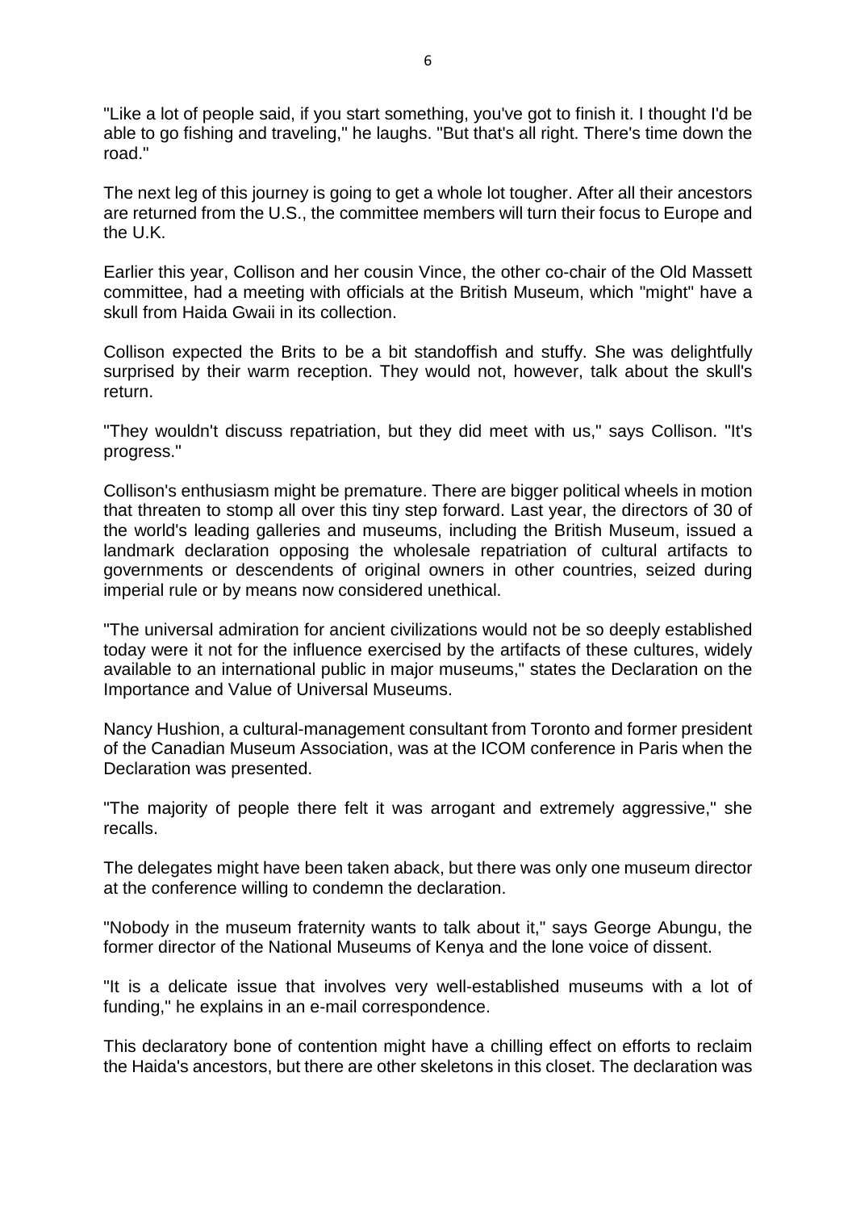"Like a lot of people said, if you start something, you've got to finish it. I thought I'd be able to go fishing and traveling," he laughs. "But that's all right. There's time down the road."

The next leg of this journey is going to get a whole lot tougher. After all their ancestors are returned from the U.S., the committee members will turn their focus to Europe and the U.K.

Earlier this year, Collison and her cousin Vince, the other co-chair of the Old Massett committee, had a meeting with officials at the British Museum, which "might" have a skull from Haida Gwaii in its collection.

Collison expected the Brits to be a bit standoffish and stuffy. She was delightfully surprised by their warm reception. They would not, however, talk about the skull's return.

"They wouldn't discuss repatriation, but they did meet with us," says Collison. "It's progress."

Collison's enthusiasm might be premature. There are bigger political wheels in motion that threaten to stomp all over this tiny step forward. Last year, the directors of 30 of the world's leading galleries and museums, including the British Museum, issued a landmark declaration opposing the wholesale repatriation of cultural artifacts to governments or descendents of original owners in other countries, seized during imperial rule or by means now considered unethical.

"The universal admiration for ancient civilizations would not be so deeply established today were it not for the influence exercised by the artifacts of these cultures, widely available to an international public in major museums," states the Declaration on the Importance and Value of Universal Museums.

Nancy Hushion, a cultural-management consultant from Toronto and former president of the Canadian Museum Association, was at the ICOM conference in Paris when the Declaration was presented.

"The majority of people there felt it was arrogant and extremely aggressive," she recalls.

The delegates might have been taken aback, but there was only one museum director at the conference willing to condemn the declaration.

"Nobody in the museum fraternity wants to talk about it," says George Abungu, the former director of the National Museums of Kenya and the lone voice of dissent.

"It is a delicate issue that involves very well-established museums with a lot of funding," he explains in an e-mail correspondence.

This declaratory bone of contention might have a chilling effect on efforts to reclaim the Haida's ancestors, but there are other skeletons in this closet. The declaration was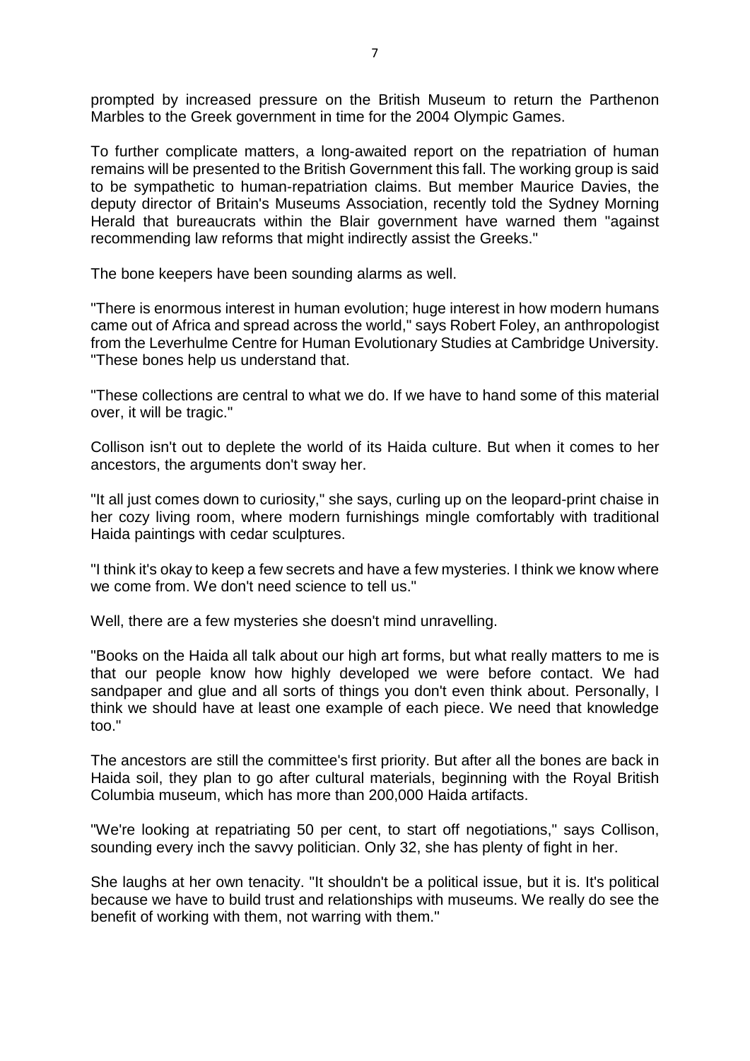prompted by increased pressure on the British Museum to return the Parthenon Marbles to the Greek government in time for the 2004 Olympic Games.

To further complicate matters, a long-awaited report on the repatriation of human remains will be presented to the British Government this fall. The working group is said to be sympathetic to human-repatriation claims. But member Maurice Davies, the deputy director of Britain's Museums Association, recently told the Sydney Morning Herald that bureaucrats within the Blair government have warned them "against recommending law reforms that might indirectly assist the Greeks."

The bone keepers have been sounding alarms as well.

"There is enormous interest in human evolution; huge interest in how modern humans came out of Africa and spread across the world," says Robert Foley, an anthropologist from the Leverhulme Centre for Human Evolutionary Studies at Cambridge University. "These bones help us understand that.

"These collections are central to what we do. If we have to hand some of this material over, it will be tragic."

Collison isn't out to deplete the world of its Haida culture. But when it comes to her ancestors, the arguments don't sway her.

"It all just comes down to curiosity," she says, curling up on the leopard-print chaise in her cozy living room, where modern furnishings mingle comfortably with traditional Haida paintings with cedar sculptures.

"I think it's okay to keep a few secrets and have a few mysteries. I think we know where we come from. We don't need science to tell us."

Well, there are a few mysteries she doesn't mind unravelling.

"Books on the Haida all talk about our high art forms, but what really matters to me is that our people know how highly developed we were before contact. We had sandpaper and glue and all sorts of things you don't even think about. Personally, I think we should have at least one example of each piece. We need that knowledge too."

The ancestors are still the committee's first priority. But after all the bones are back in Haida soil, they plan to go after cultural materials, beginning with the Royal British Columbia museum, which has more than 200,000 Haida artifacts.

"We're looking at repatriating 50 per cent, to start off negotiations," says Collison, sounding every inch the savvy politician. Only 32, she has plenty of fight in her.

She laughs at her own tenacity. "It shouldn't be a political issue, but it is. It's political because we have to build trust and relationships with museums. We really do see the benefit of working with them, not warring with them."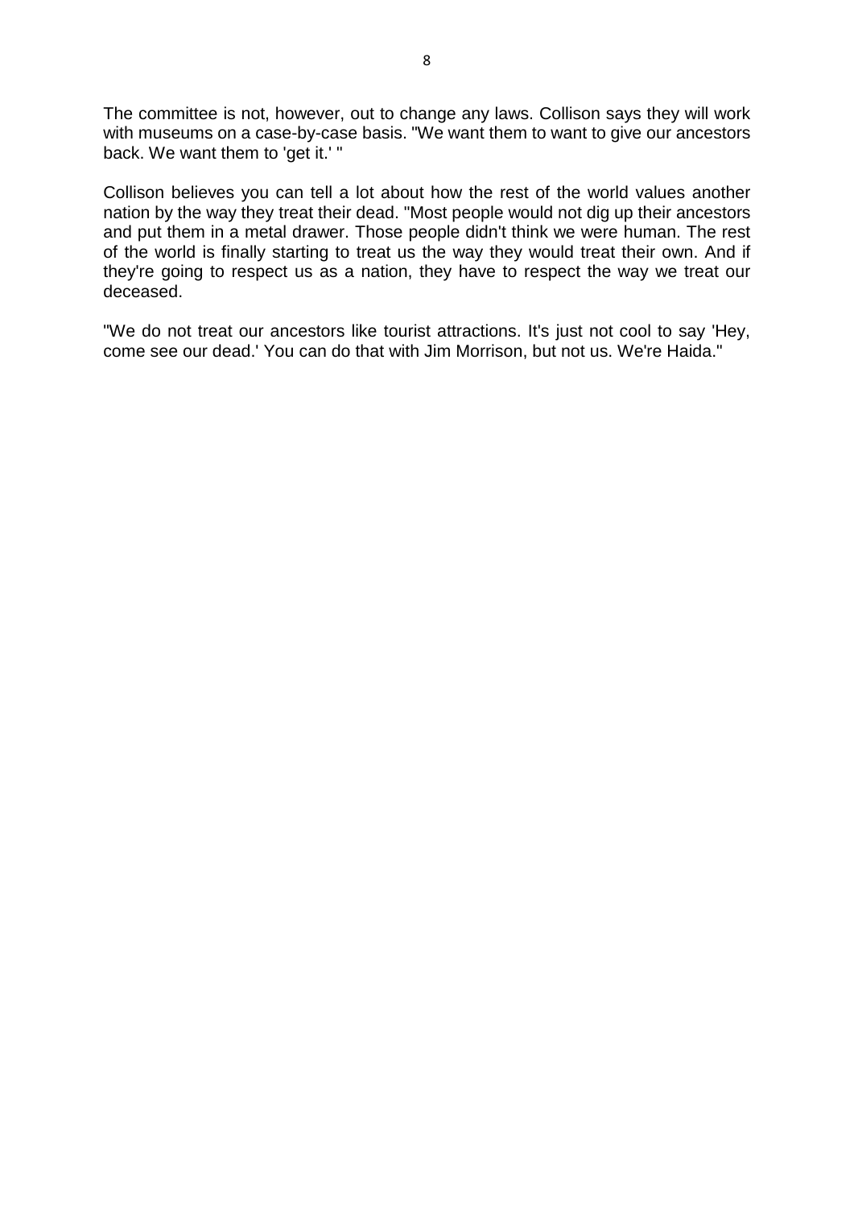The committee is not, however, out to change any laws. Collison says they will work with museums on a case-by-case basis. "We want them to want to give our ancestors back. We want them to 'get it.' "

Collison believes you can tell a lot about how the rest of the world values another nation by the way they treat their dead. "Most people would not dig up their ancestors and put them in a metal drawer. Those people didn't think we were human. The rest of the world is finally starting to treat us the way they would treat their own. And if they're going to respect us as a nation, they have to respect the way we treat our deceased.

"We do not treat our ancestors like tourist attractions. It's just not cool to say 'Hey, come see our dead.' You can do that with Jim Morrison, but not us. We're Haida."